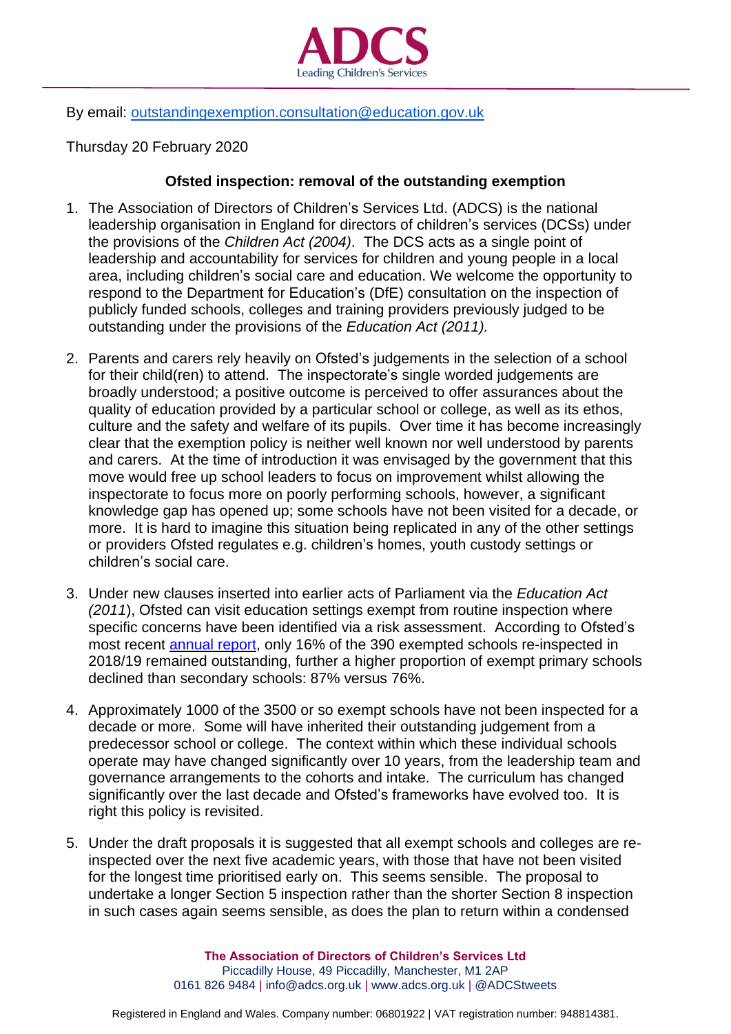ADCS
Leading Children's Services

By email: [outstandingexemption.consultation@education.gov.uk](mailto:outstandingexemption.consultation@education.gov.uk)

Thursday 20 February 2020

**Ofsted inspection: removal of the outstanding exemption**

1. The Association of Directors of Children's Services Ltd. (ADCS) is the national leadership organisation in England for directors of children's services (DCSs) under the provisions of the *Children Act (2004)*. The DCS acts as a single point of leadership and accountability for services for children and young people in a local area, including children's social care and education. We welcome the opportunity to respond to the Department for Education's (DfE) consultation on the inspection of publicly funded schools, colleges and training providers previously judged to be outstanding under the provisions of the *Education Act (2011).*

2. Parents and carers rely heavily on Ofsted's judgements in the selection of a school for their child(ren) to attend. The inspectorate's single worded judgements are broadly understood; a positive outcome is perceived to offer assurances about the quality of education provided by a particular school or college, as well as its ethos, culture and the safety and welfare of its pupils. Over time it has become increasingly clear that the exemption policy is neither well known nor well understood by parents and carers. At the time of introduction it was envisaged by the government that this move would free up school leaders to focus on improvement whilst allowing the inspectorate to focus more on poorly performing schools, however, a significant knowledge gap has opened up; some schools have not been visited for a decade, or more. It is hard to imagine this situation being replicated in any of the other settings or providers Ofsted regulates e.g. children's homes, youth custody settings or children's social care.

3. Under new clauses inserted into earlier acts of Parliament via the *Education Act (2011*), Ofsted can visit education settings exempt from routine inspection where specific concerns have been identified via a risk assessment. According to Ofsted's most recent annual report, only 16% of the 390 exempted schools re-inspected in 2018/19 remained outstanding, further a higher proportion of exempt primary schools declined than secondary schools: 87% versus 76%.

4. Approximately 1000 of the 3500 or so exempt schools have not been inspected for a decade or more. Some will have inherited their outstanding judgement from a predecessor school or college. The context within which these individual schools operate may have changed significantly over 10 years, from the leadership team and governance arrangements to the cohorts and intake. The curriculum has changed significantly over the last decade and Ofsted's frameworks have evolved too. It is right this policy is revisited.

5. Under the draft proposals it is suggested that all exempt schools and colleges are re-inspected over the next five academic years, with those that have not been visited for the longest time prioritised early on. This seems sensible. The proposal to undertake a longer Section 5 inspection rather than the shorter Section 8 inspection in such cases again seems sensible, as does the plan to return within a condensed

**The Association of Directors of Children's Services Ltd**
Piccadilly House, 49 Piccadilly, Manchester, M1 2AP
0161 826 9484 | info@adcs.org.uk | www.adcs.org.uk | @ADCStweets

Registered in England and Wales. Company number: 06801922 | VAT registration number: 948814381.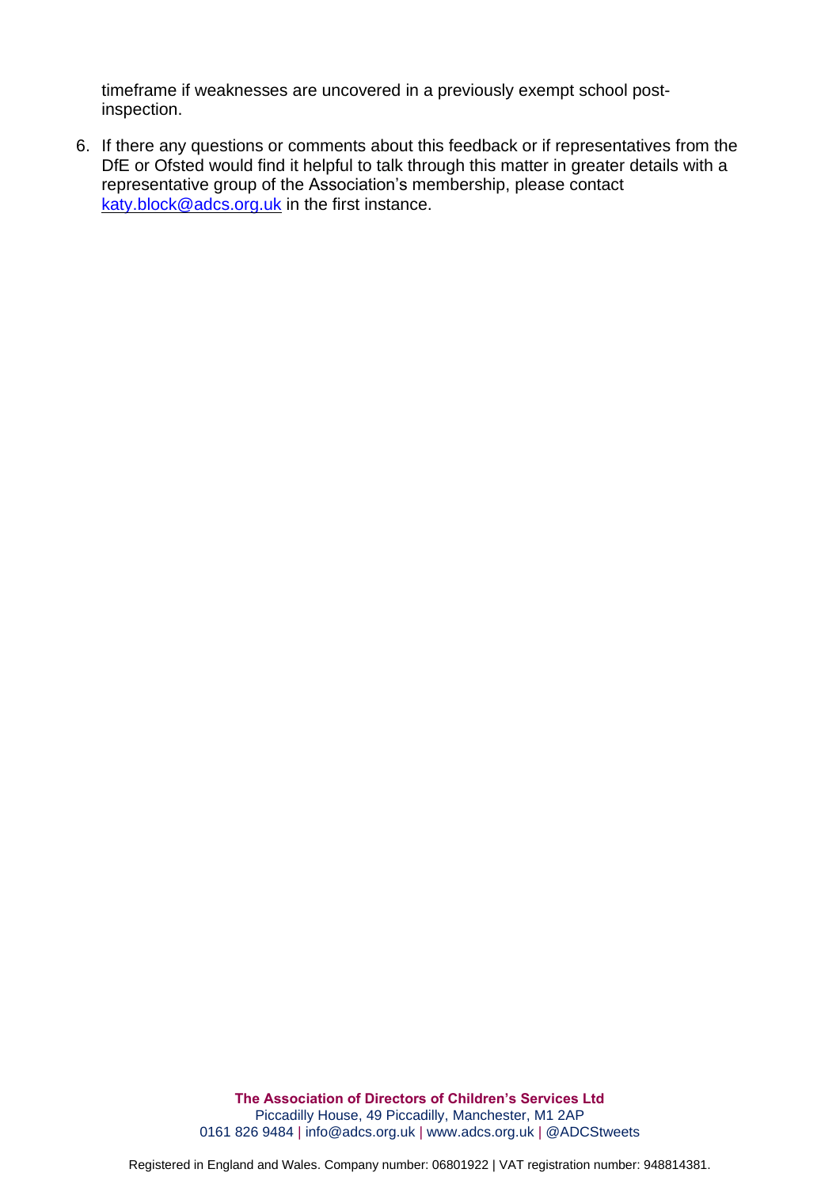timeframe if weaknesses are uncovered in a previously exempt school post-inspection.

6. If there any questions or comments about this feedback or if representatives from the DfE or Ofsted would find it helpful to talk through this matter in greater details with a representative group of the Association's membership, please contact katy.block@adcs.org.uk in the first instance.

**The Association of Directors of Children's Services Ltd**
Piccadilly House, 49 Piccadilly, Manchester, M1 2AP
0161 826 9484 | info@adcs.org.uk | www.adcs.org.uk | @ADCStweets

Registered in England and Wales. Company number: 06801922 | VAT registration number: 948814381.